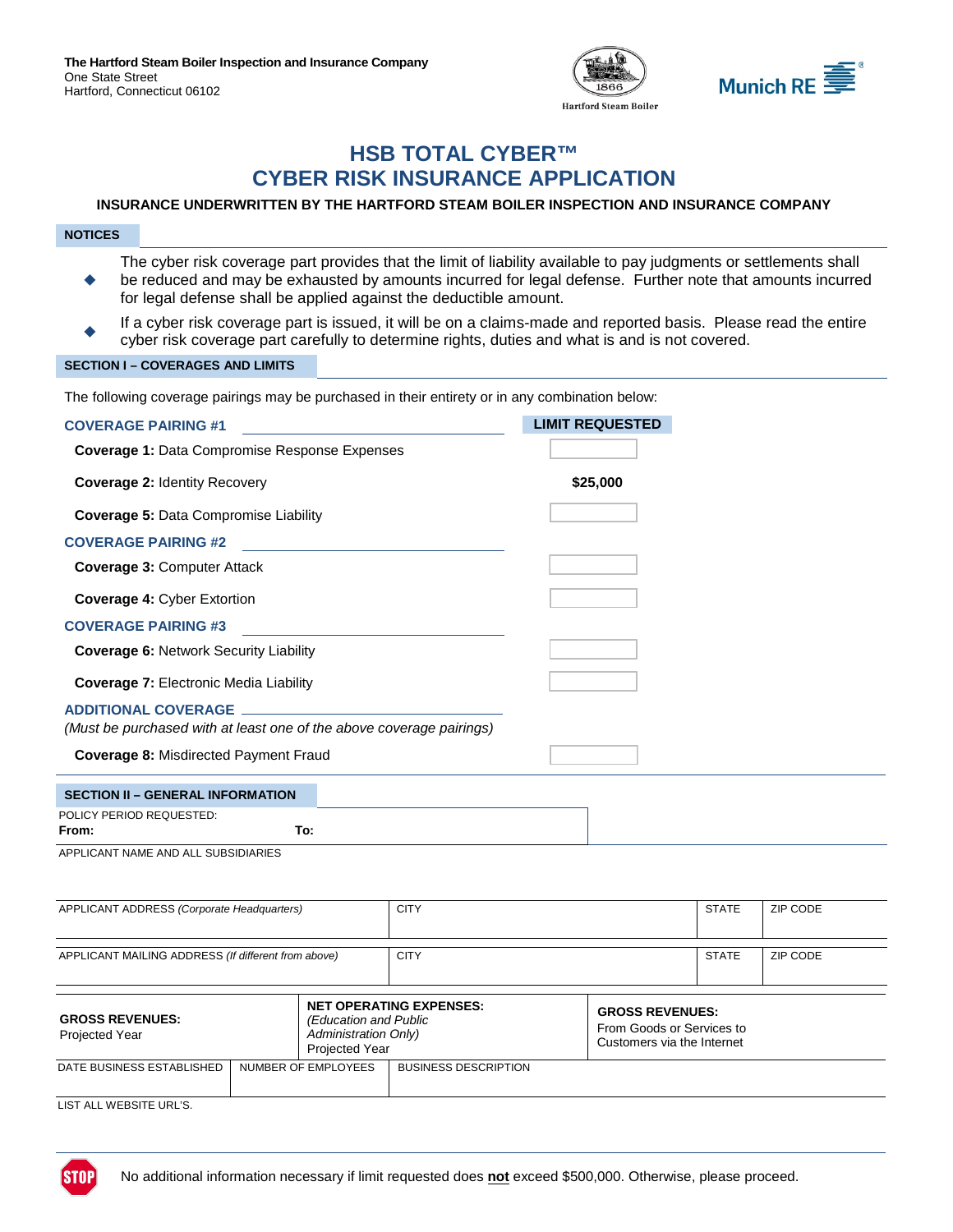**The Hartford Steam Boiler Inspection and Insurance Company**
One State Street
Hartford, Connecticut 06102

# HSB TOTAL CYBER™
# CYBER RISK INSURANCE APPLICATION

**INSURANCE UNDERWRITTEN BY THE HARTFORD STEAM BOILER INSPECTION AND INSURANCE COMPANY**

## NOTICES

- The cyber risk coverage part provides that the limit of liability available to pay judgments or settlements shall be reduced and may be exhausted by amounts incurred for legal defense. Further note that amounts incurred for legal defense shall be applied against the deductible amount.
- If a cyber risk coverage part is issued, it will be on a claims-made and reported basis. Please read the entire cyber risk coverage part carefully to determine rights, duties and what is and is not covered.

## SECTION I – COVERAGES AND LIMITS

The following coverage pairings may be purchased in their entirety or in any combination below:

| COVERAGE PAIRING #1 | LIMIT REQUESTED |
|---|---|
| **Coverage 1:** Data Compromise Response Expenses | |
| **Coverage 2:** Identity Recovery | **$25,000** |
| **Coverage 5:** Data Compromise Liability | |
| **COVERAGE PAIRING #2** | |
| **Coverage 3:** Computer Attack | |
| **Coverage 4:** Cyber Extortion | |
| **COVERAGE PAIRING #3** | |
| **Coverage 6:** Network Security Liability | |
| **Coverage 7:** Electronic Media Liability | |
| **ADDITIONAL COVERAGE** *(Must be purchased with at least one of the above coverage pairings)* | |
| **Coverage 8:** Misdirected Payment Fraud | |

## SECTION II – GENERAL INFORMATION

| POLICY PERIOD REQUESTED: **From:** | **To:** |
|---|---|
| | |

APPLICANT NAME AND ALL SUBSIDIARIES

| APPLICANT ADDRESS *(Corporate Headquarters)* | CITY | STATE | ZIP CODE |
|---|---|---|---|
| | | | |

| APPLICANT MAILING ADDRESS *(If different from above)* | CITY | STATE | ZIP CODE |
|---|---|---|---|
| | | | |

| **GROSS REVENUES:** Projected Year | **NET OPERATING EXPENSES:** *(Education and Public Administration Only)* Projected Year | **GROSS REVENUES:** From Goods or Services to Customers via the Internet |
|---|---|---|
| | | |

| DATE BUSINESS ESTABLISHED | NUMBER OF EMPLOYEES | BUSINESS DESCRIPTION |
|---|---|---|
| | | |

LIST ALL WEBSITE URL'S.

STOP — No additional information necessary if limit requested does **not** exceed $500,000. Otherwise, please proceed.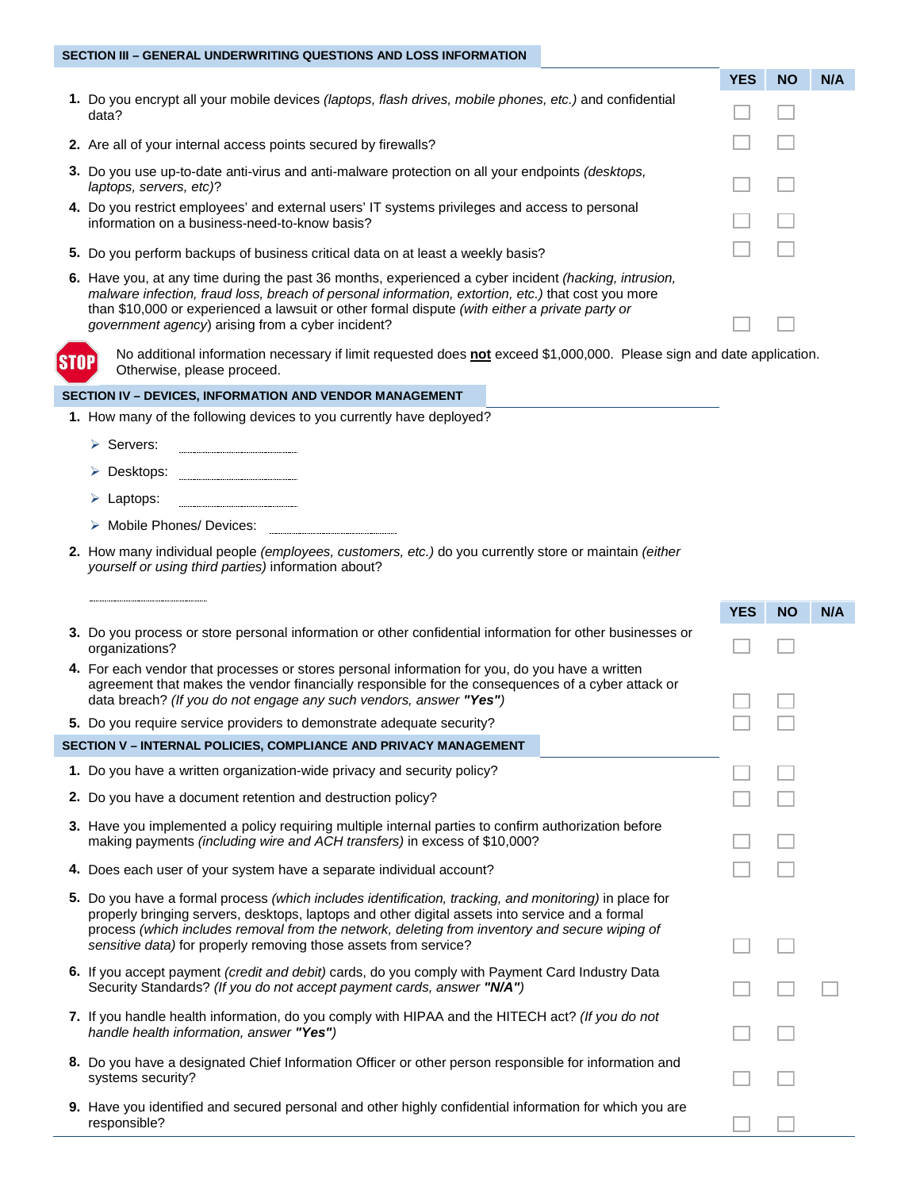## SECTION III – GENERAL UNDERWRITING QUESTIONS AND LOSS INFORMATION

| | Question | YES | NO | N/A |
|---|---|---|---|---|
| **1.** | Do you encrypt all your mobile devices *(laptops, flash drives, mobile phones, etc.)* and confidential data? | ☐ | ☐ | |
| **2.** | Are all of your internal access points secured by firewalls? | ☐ | ☐ | |
| **3.** | Do you use up-to-date anti-virus and anti-malware protection on all your endpoints *(desktops, laptops, servers, etc)*? | ☐ | ☐ | |
| **4.** | Do you restrict employees' and external users' IT systems privileges and access to personal information on a business-need-to-know basis? | ☐ | ☐ | |
| **5.** | Do you perform backups of business critical data on at least a weekly basis? | ☐ | ☐ | |
| **6.** | Have you, at any time during the past 36 months, experienced a cyber incident *(hacking, intrusion, malware infection, fraud loss, breach of personal information, extortion, etc.)* that cost you more than $10,000 or experienced a lawsuit or other formal dispute *(with either a private party or government agency)* arising from a cyber incident? | ☐ | ☐ | |

**STOP** No additional information necessary if limit requested does **not** exceed $1,000,000. Please sign and date application. Otherwise, please proceed.

## SECTION IV – DEVICES, INFORMATION AND VENDOR MANAGEMENT

**1.** How many of the following devices to you currently have deployed?

- Servers: ..............................
- Desktops: ..............................
- Laptops: ..............................
- Mobile Phones/ Devices: ..............................

**2.** How many individual people *(employees, customers, etc.)* do you currently store or maintain *(either yourself or using third parties)* information about?

..............................

| | Question | YES | NO | N/A |
|---|---|---|---|---|
| **3.** | Do you process or store personal information or other confidential information for other businesses or organizations? | ☐ | ☐ | |
| **4.** | For each vendor that processes or stores personal information for you, do you have a written agreement that makes the vendor financially responsible for the consequences of a cyber attack or data breach? *(If you do not engage any such vendors, answer **"Yes"**)* | ☐ | ☐ | |
| **5.** | Do you require service providers to demonstrate adequate security? | ☐ | ☐ | |

## SECTION V – INTERNAL POLICIES, COMPLIANCE AND PRIVACY MANAGEMENT

| | Question | YES | NO | N/A |
|---|---|---|---|---|
| **1.** | Do you have a written organization-wide privacy and security policy? | ☐ | ☐ | |
| **2.** | Do you have a document retention and destruction policy? | ☐ | ☐ | |
| **3.** | Have you implemented a policy requiring multiple internal parties to confirm authorization before making payments *(including wire and ACH transfers)* in excess of $10,000? | ☐ | ☐ | |
| **4.** | Does each user of your system have a separate individual account? | ☐ | ☐ | |
| **5.** | Do you have a formal process *(which includes identification, tracking, and monitoring)* in place for properly bringing servers, desktops, laptops and other digital assets into service and a formal process *(which includes removal from the network, deleting from inventory and secure wiping of sensitive data)* for properly removing those assets from service? | ☐ | ☐ | |
| **6.** | If you accept payment *(credit and debit)* cards, do you comply with Payment Card Industry Data Security Standards? *(If you do not accept payment cards, answer **"N/A"**)* | ☐ | ☐ | ☐ |
| **7.** | If you handle health information, do you comply with HIPAA and the HITECH act? *(If you do not handle health information, answer **"Yes"**)* | ☐ | ☐ | |
| **8.** | Do you have a designated Chief Information Officer or other person responsible for information and systems security? | ☐ | ☐ | |
| **9.** | Have you identified and secured personal and other highly confidential information for which you are responsible? | ☐ | ☐ | |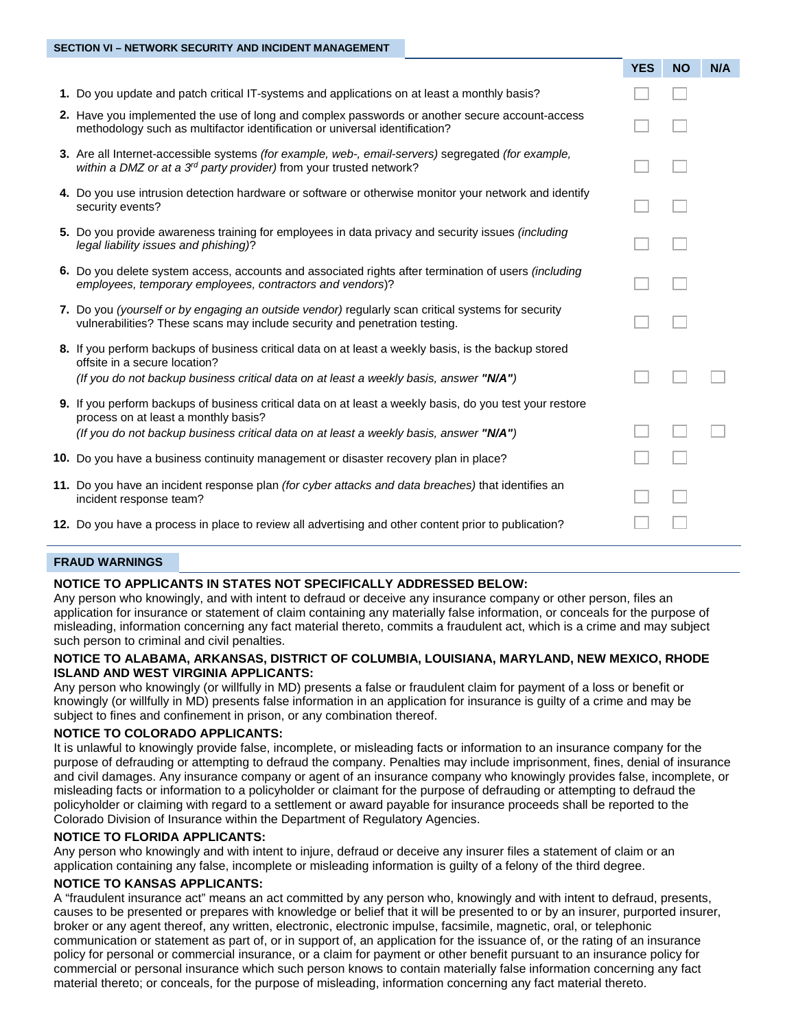## SECTION VI – NETWORK SECURITY AND INCIDENT MANAGEMENT

| | | YES | NO | N/A |
|---|---|---|---|---|
| **1.** | Do you update and patch critical IT-systems and applications on at least a monthly basis? | ☐ | ☐ | |
| **2.** | Have you implemented the use of long and complex passwords or another secure account-access methodology such as multifactor identification or universal identification? | ☐ | ☐ | |
| **3.** | Are all Internet-accessible systems *(for example, web-, email-servers)* segregated *(for example, within a DMZ or at a 3rd party provider)* from your trusted network? | ☐ | ☐ | |
| **4.** | Do you use intrusion detection hardware or software or otherwise monitor your network and identify security events? | ☐ | ☐ | |
| **5.** | Do you provide awareness training for employees in data privacy and security issues *(including legal liability issues and phishing)*? | ☐ | ☐ | |
| **6.** | Do you delete system access, accounts and associated rights after termination of users *(including employees, temporary employees, contractors and vendors*)? | ☐ | ☐ | |
| **7.** | Do you *(yourself or by engaging an outside vendor)* regularly scan critical systems for security vulnerabilities? These scans may include security and penetration testing. | ☐ | ☐ | |
| **8.** | If you perform backups of business critical data on at least a weekly basis, is the backup stored offsite in a secure location? *(If you do not backup business critical data on at least a weekly basis, answer **"N/A"**)* | ☐ | ☐ | ☐ |
| **9.** | If you perform backups of business critical data on at least a weekly basis, do you test your restore process on at least a monthly basis? *(If you do not backup business critical data on at least a weekly basis, answer **"N/A"**)* | ☐ | ☐ | ☐ |
| **10.** | Do you have a business continuity management or disaster recovery plan in place? | ☐ | ☐ | |
| **11.** | Do you have an incident response plan *(for cyber attacks and data breaches)* that identifies an incident response team? | ☐ | ☐ | |
| **12.** | Do you have a process in place to review all advertising and other content prior to publication? | ☐ | ☐ | |

## FRAUD WARNINGS

**NOTICE TO APPLICANTS IN STATES NOT SPECIFICALLY ADDRESSED BELOW:**
Any person who knowingly, and with intent to defraud or deceive any insurance company or other person, files an application for insurance or statement of claim containing any materially false information, or conceals for the purpose of misleading, information concerning any fact material thereto, commits a fraudulent act, which is a crime and may subject such person to criminal and civil penalties.

**NOTICE TO ALABAMA, ARKANSAS, DISTRICT OF COLUMBIA, LOUISIANA, MARYLAND, NEW MEXICO, RHODE ISLAND AND WEST VIRGINIA APPLICANTS:**
Any person who knowingly (or willfully in MD) presents a false or fraudulent claim for payment of a loss or benefit or knowingly (or willfully in MD) presents false information in an application for insurance is guilty of a crime and may be subject to fines and confinement in prison, or any combination thereof.

**NOTICE TO COLORADO APPLICANTS:**
It is unlawful to knowingly provide false, incomplete, or misleading facts or information to an insurance company for the purpose of defrauding or attempting to defraud the company. Penalties may include imprisonment, fines, denial of insurance and civil damages. Any insurance company or agent of an insurance company who knowingly provides false, incomplete, or misleading facts or information to a policyholder or claimant for the purpose of defrauding or attempting to defraud the policyholder or claiming with regard to a settlement or award payable for insurance proceeds shall be reported to the Colorado Division of Insurance within the Department of Regulatory Agencies.

**NOTICE TO FLORIDA APPLICANTS:**
Any person who knowingly and with intent to injure, defraud or deceive any insurer files a statement of claim or an application containing any false, incomplete or misleading information is guilty of a felony of the third degree.

**NOTICE TO KANSAS APPLICANTS:**
A "fraudulent insurance act" means an act committed by any person who, knowingly and with intent to defraud, presents, causes to be presented or prepares with knowledge or belief that it will be presented to or by an insurer, purported insurer, broker or any agent thereof, any written, electronic, electronic impulse, facsimile, magnetic, oral, or telephonic communication or statement as part of, or in support of, an application for the issuance of, or the rating of an insurance policy for personal or commercial insurance, or a claim for payment or other benefit pursuant to an insurance policy for commercial or personal insurance which such person knows to contain materially false information concerning any fact material thereto; or conceals, for the purpose of misleading, information concerning any fact material thereto.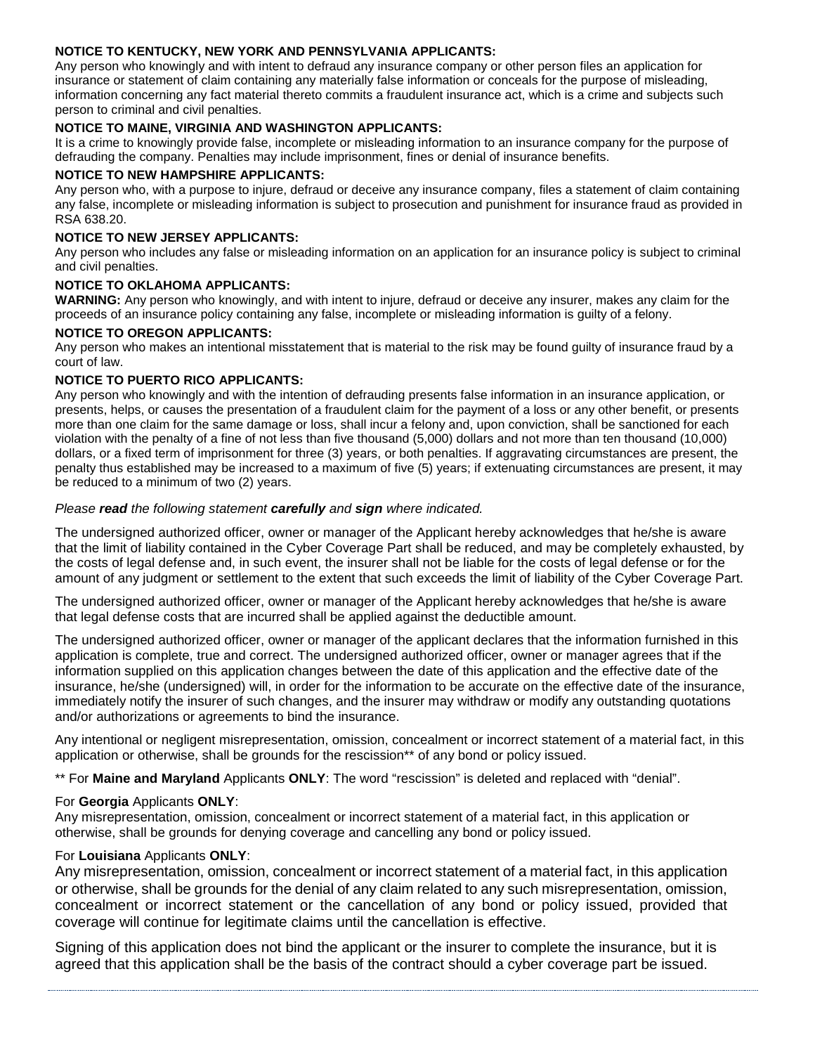**NOTICE TO KENTUCKY, NEW YORK AND PENNSYLVANIA APPLICANTS:**
Any person who knowingly and with intent to defraud any insurance company or other person files an application for insurance or statement of claim containing any materially false information or conceals for the purpose of misleading, information concerning any fact material thereto commits a fraudulent insurance act, which is a crime and subjects such person to criminal and civil penalties.

**NOTICE TO MAINE, VIRGINIA AND WASHINGTON APPLICANTS:**
It is a crime to knowingly provide false, incomplete or misleading information to an insurance company for the purpose of defrauding the company. Penalties may include imprisonment, fines or denial of insurance benefits.

**NOTICE TO NEW HAMPSHIRE APPLICANTS:**
Any person who, with a purpose to injure, defraud or deceive any insurance company, files a statement of claim containing any false, incomplete or misleading information is subject to prosecution and punishment for insurance fraud as provided in RSA 638.20.

**NOTICE TO NEW JERSEY APPLICANTS:**
Any person who includes any false or misleading information on an application for an insurance policy is subject to criminal and civil penalties.

**NOTICE TO OKLAHOMA APPLICANTS:**
**WARNING:** Any person who knowingly, and with intent to injure, defraud or deceive any insurer, makes any claim for the proceeds of an insurance policy containing any false, incomplete or misleading information is guilty of a felony.

**NOTICE TO OREGON APPLICANTS:**
Any person who makes an intentional misstatement that is material to the risk may be found guilty of insurance fraud by a court of law.

**NOTICE TO PUERTO RICO APPLICANTS:**
Any person who knowingly and with the intention of defrauding presents false information in an insurance application, or presents, helps, or causes the presentation of a fraudulent claim for the payment of a loss or any other benefit, or presents more than one claim for the same damage or loss, shall incur a felony and, upon conviction, shall be sanctioned for each violation with the penalty of a fine of not less than five thousand (5,000) dollars and not more than ten thousand (10,000) dollars, or a fixed term of imprisonment for three (3) years, or both penalties. If aggravating circumstances are present, the penalty thus established may be increased to a maximum of five (5) years; if extenuating circumstances are present, it may be reduced to a minimum of two (2) years.

*Please **read** the following statement **carefully** and **sign** where indicated.*

The undersigned authorized officer, owner or manager of the Applicant hereby acknowledges that he/she is aware that the limit of liability contained in the Cyber Coverage Part shall be reduced, and may be completely exhausted, by the costs of legal defense and, in such event, the insurer shall not be liable for the costs of legal defense or for the amount of any judgment or settlement to the extent that such exceeds the limit of liability of the Cyber Coverage Part.

The undersigned authorized officer, owner or manager of the Applicant hereby acknowledges that he/she is aware that legal defense costs that are incurred shall be applied against the deductible amount.

The undersigned authorized officer, owner or manager of the applicant declares that the information furnished in this application is complete, true and correct. The undersigned authorized officer, owner or manager agrees that if the information supplied on this application changes between the date of this application and the effective date of the insurance, he/she (undersigned) will, in order for the information to be accurate on the effective date of the insurance, immediately notify the insurer of such changes, and the insurer may withdraw or modify any outstanding quotations and/or authorizations or agreements to bind the insurance.

Any intentional or negligent misrepresentation, omission, concealment or incorrect statement of a material fact, in this application or otherwise, shall be grounds for the rescission** of any bond or policy issued.

** For **Maine and Maryland** Applicants **ONLY**: The word "rescission" is deleted and replaced with "denial".

For **Georgia** Applicants **ONLY**:
Any misrepresentation, omission, concealment or incorrect statement of a material fact, in this application or otherwise, shall be grounds for denying coverage and cancelling any bond or policy issued.

For **Louisiana** Applicants **ONLY**:
Any misrepresentation, omission, concealment or incorrect statement of a material fact, in this application or otherwise, shall be grounds for the denial of any claim related to any such misrepresentation, omission, concealment or incorrect statement or the cancellation of any bond or policy issued, provided that coverage will continue for legitimate claims until the cancellation is effective.

Signing of this application does not bind the applicant or the insurer to complete the insurance, but it is agreed that this application shall be the basis of the contract should a cyber coverage part be issued.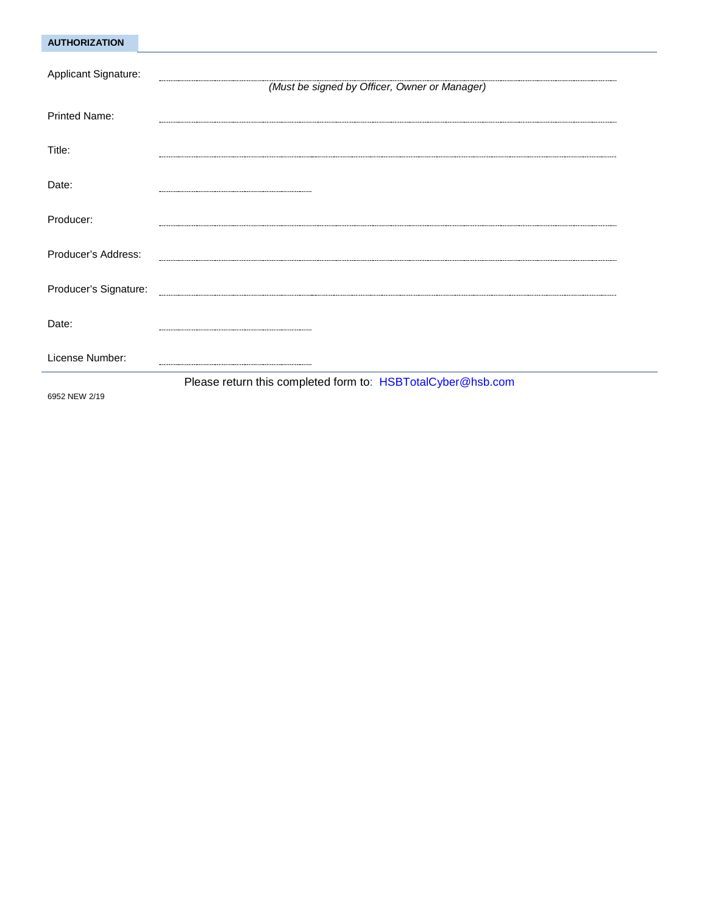## AUTHORIZATION

Applicant Signature: ______________________________

*(Must be signed by Officer, Owner or Manager)*

Printed Name: ______________________________

Title: ______________________________

Date: ______________

Producer: ______________________________

Producer's Address: ______________________________

Producer's Signature: ______________________________

Date: ______________

License Number: ______________

Please return this completed form to: HSBTotalCyber@hsb.com

6952 NEW 2/19